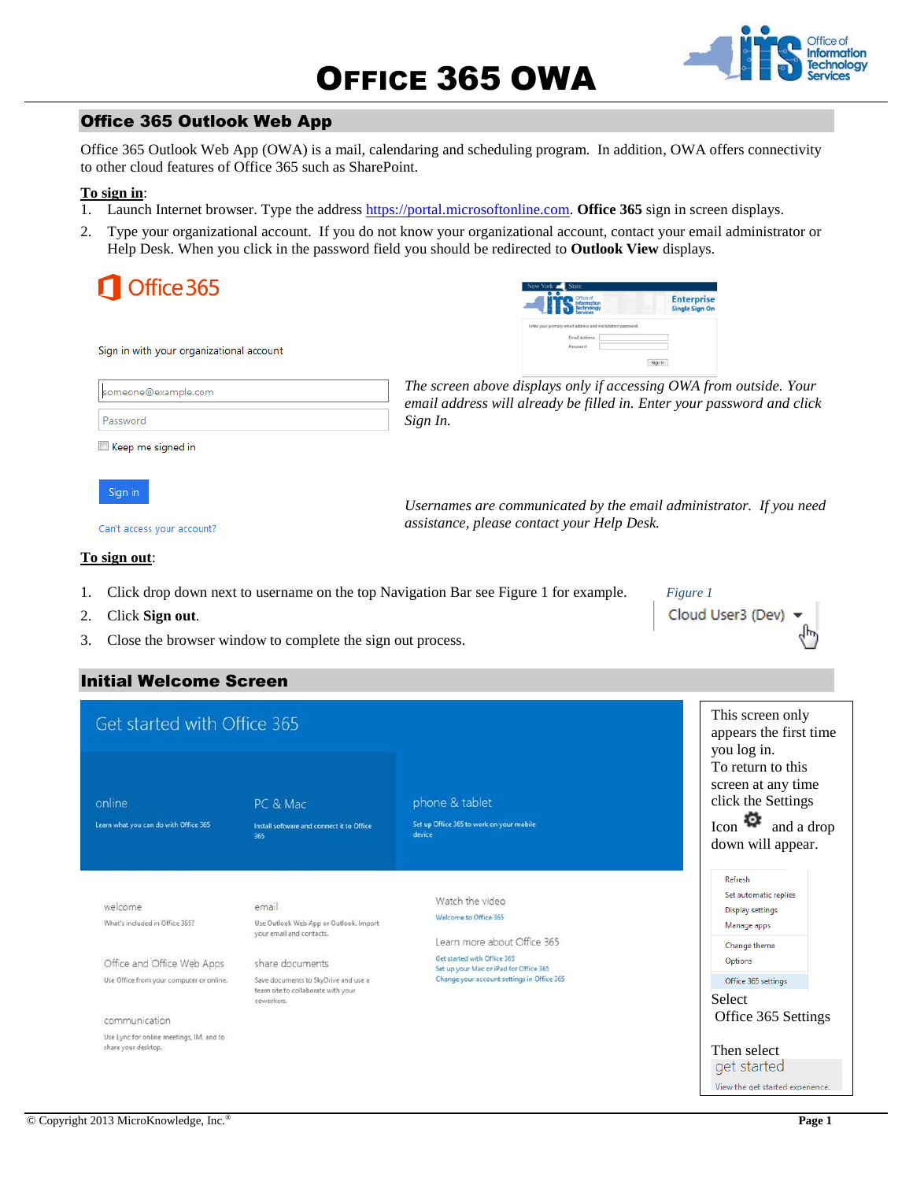# OFFICE 365 OWA

## Office 365 Outlook Web App

Office 365 Outlook Web App (OWA) is a mail, calendaring and scheduling program. In addition, OWA offers connectivity to other cloud features of Office 365 such as SharePoint.

**To sign in**:

1. Launch Internet browser. Type the address https://portal.microsoftonline.com. **Office 365** sign in screen displays.
2. Type your organizational account. If you do not know your organizational account, contact your email administrator or Help Desk. When you click in the password field you should be redirected to **Outlook View** displays.

*The screen above displays only if accessing OWA from outside. Your email address will already be filled in. Enter your password and click Sign In.*

*Usernames are communicated by the email administrator. If you need assistance, please contact your Help Desk.*

**To sign out**:

1. Click drop down next to username on the top Navigation Bar see Figure 1 for example.
2. Click **Sign out**.
3. Close the browser window to complete the sign out process.

*Figure 1*

## Initial Welcome Screen

This screen only appears the first time you log in.
To return to this screen at any time click the Settings Icon and a drop down will appear.

Select Office 365 Settings

Then select get started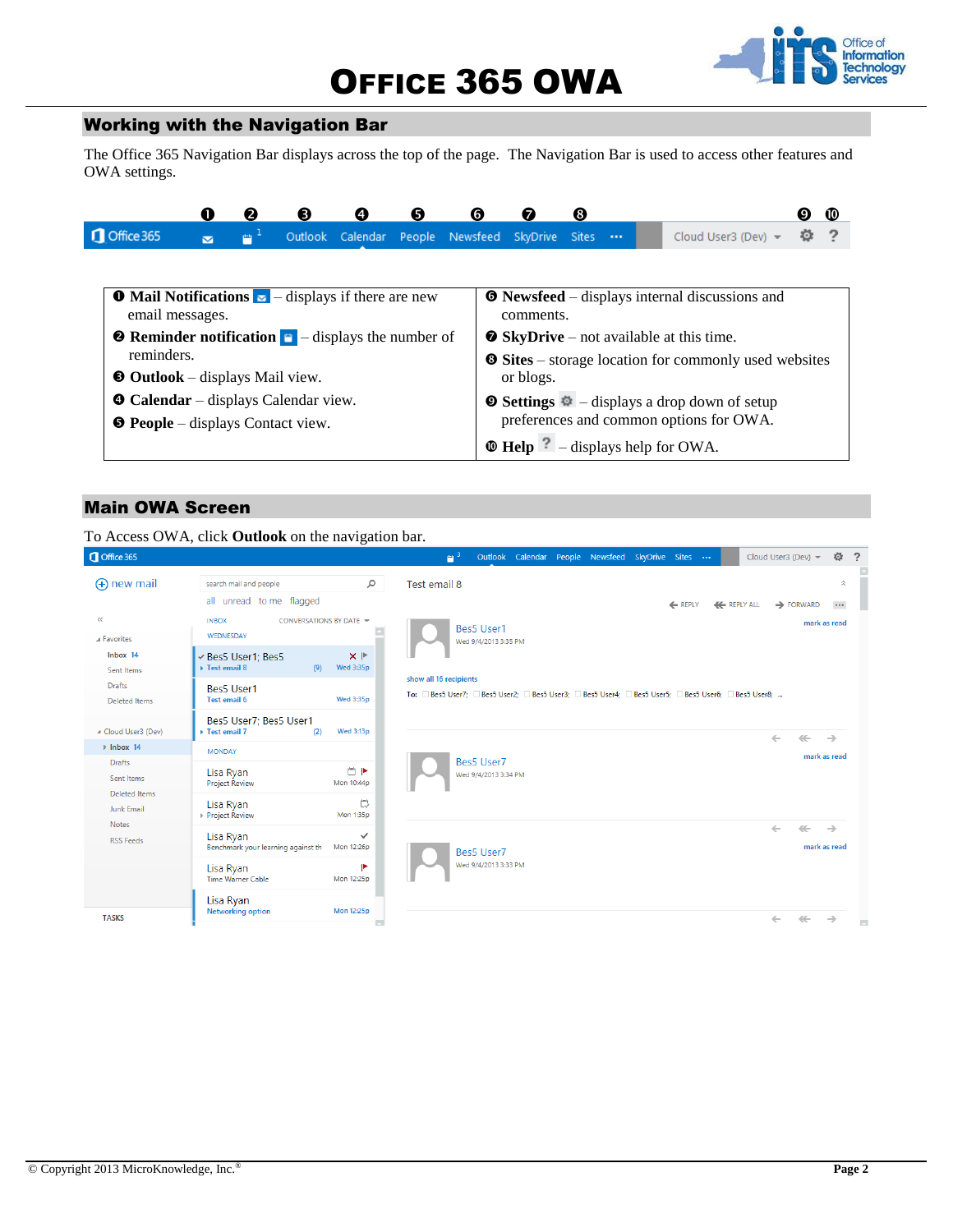# OFFICE 365 OWA

## Working with the Navigation Bar

The Office 365 Navigation Bar displays across the top of the page. The Navigation Bar is used to access other features and OWA settings.

| | |
|---|---|
| ❶ **Mail Notifications** – displays if there are new email messages. | ❻ **Newsfeed** – displays internal discussions and comments. |
| ❷ **Reminder notification** – displays the number of reminders. | ❼ **SkyDrive** – not available at this time. |
| ❸ **Outlook** – displays Mail view. | ❽ **Sites** – storage location for commonly used websites or blogs. |
| ❹ **Calendar** – displays Calendar view. | ❾ **Settings** – displays a drop down of setup preferences and common options for OWA. |
| ❺ **People** – displays Contact view. | ❿ **Help** – displays help for OWA. |

## Main OWA Screen

To Access OWA, click **Outlook** on the navigation bar.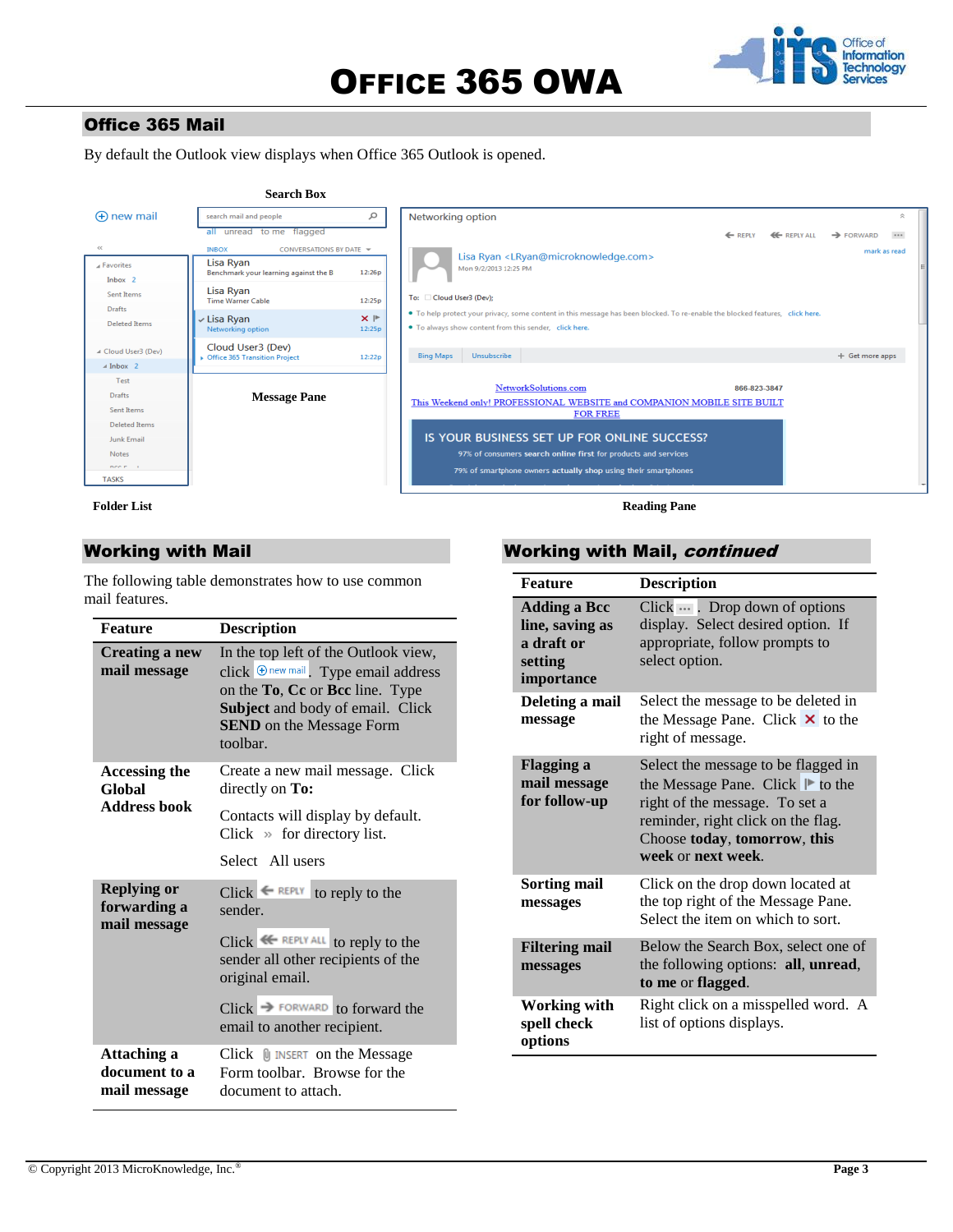# Office 365 OWA

## Office 365 Mail

By default the Outlook view displays when Office 365 Outlook is opened.

Search Box

Message Pane

Folder List

Reading Pane

## Working with Mail

The following table demonstrates how to use common mail features.

| Feature | Description |
|---|---|
| **Creating a new mail message** | In the top left of the Outlook view, click new mail. Type email address on the **To**, **Cc** or **Bcc** line. Type **Subject** and body of email. Click **SEND** on the Message Form toolbar. |
| **Accessing the Global Address book** | Create a new mail message. Click directly on **To:**<br><br>Contacts will display by default. Click » for directory list.<br><br>Select All users |
| **Replying or forwarding a mail message** | Click REPLY to reply to the sender.<br><br>Click REPLY ALL to reply to the sender all other recipients of the original email.<br><br>Click FORWARD to forward the email to another recipient. |
| **Attaching a document to a mail message** | Click INSERT on the Message Form toolbar. Browse for the document to attach. |

## Working with Mail, *continued*

| Feature | Description |
|---|---|
| **Adding a Bcc line, saving as a draft or setting importance** | Click ... . Drop down of options display. Select desired option. If appropriate, follow prompts to select option. |
| **Deleting a mail message** | Select the message to be deleted in the Message Pane. Click ✕ to the right of message. |
| **Flagging a mail message for follow-up** | Select the message to be flagged in the Message Pane. Click the flag to the right of the message. To set a reminder, right click on the flag. Choose **today**, **tomorrow**, **this week** or **next week**. |
| **Sorting mail messages** | Click on the drop down located at the top right of the Message Pane. Select the item on which to sort. |
| **Filtering mail messages** | Below the Search Box, select one of the following options: **all**, **unread**, **to me** or **flagged**. |
| **Working with spell check options** | Right click on a misspelled word. A list of options displays. |

© Copyright 2013 MicroKnowledge, Inc.®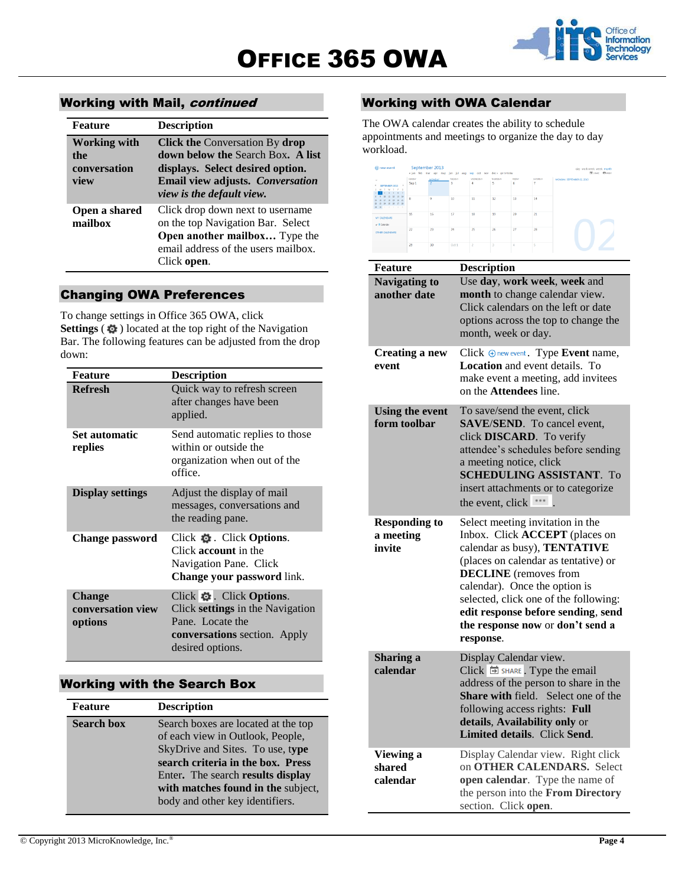## Working with Mail, *continued*

| Feature | Description |
|---|---|
| **Working with the conversation view** | **Click the** Conversation By **drop down below the** Search Box**. A list displays. Select desired option. Email view adjusts.** ***Conversation view is the default view.*** |
| **Open a shared mailbox** | Click drop down next to username on the top Navigation Bar. Select **Open another mailbox…** Type the email address of the users mailbox. Click **open**. |

## Changing OWA Preferences

To change settings in Office 365 OWA, click **Settings** ( ⚙ ) located at the top right of the Navigation Bar. The following features can be adjusted from the drop down:

| Feature | Description |
|---|---|
| **Refresh** | Quick way to refresh screen after changes have been applied. |
| **Set automatic replies** | Send automatic replies to those within or outside the organization when out of the office. |
| **Display settings** | Adjust the display of mail messages, conversations and the reading pane. |
| **Change password** | Click ⚙. Click **Options**. Click **account** in the Navigation Pane. Click **Change your password** link. |
| **Change conversation view options** | Click ⚙. Click **Options**. Click **settings** in the Navigation Pane. Locate the **conversations** section. Apply desired options. |

## Working with the Search Box

| Feature | Description |
|---|---|
| **Search box** | Search boxes are located at the top of each view in Outlook, People, SkyDrive and Sites. To use, **type search criteria in the box. Press** Enter**. The search results display with matches found in the** subject, body and other key identifiers. |

## Working with OWA Calendar

The OWA calendar creates the ability to schedule appointments and meetings to organize the day to day workload.

| Feature | Description |
|---|---|
| **Navigating to another date** | Use **day**, **work week**, **week** and **month** to change calendar view. Click calendars on the left or date options across the top to change the month, week or day. |
| **Creating a new event** | Click ⊕ new event. Type **Event** name, **Location** and event details. To make event a meeting, add invitees on the **Attendees** line. |
| **Using the event form toolbar** | To save/send the event, click **SAVE**/**SEND**. To cancel event, click **DISCARD**. To verify attendee's schedules before sending a meeting notice, click **SCHEDULING ASSISTANT**. To insert attachments or to categorize the event, click •••. |
| **Responding to a meeting invite** | Select meeting invitation in the Inbox. Click **ACCEPT** (places on calendar as busy), **TENTATIVE** (places on calendar as tentative) or **DECLINE** (removes from calendar). Once the option is selected, click one of the following: **edit response before sending**, **send the response now** or **don't send a response**. |
| **Sharing a calendar** | Display Calendar view. Click SHARE. Type the email address of the person to share in the **Share with** field. Select one of the following access rights: **Full details**, **Availability only** or **Limited details**. Click **Send**. |
| **Viewing a shared calendar** | Display Calendar view. Right click on **OTHER CALENDARS.** Select **open calendar**. Type the name of the person into the **From Directory** section. Click **open**. |

© Copyright 2013 MicroKnowledge, Inc.®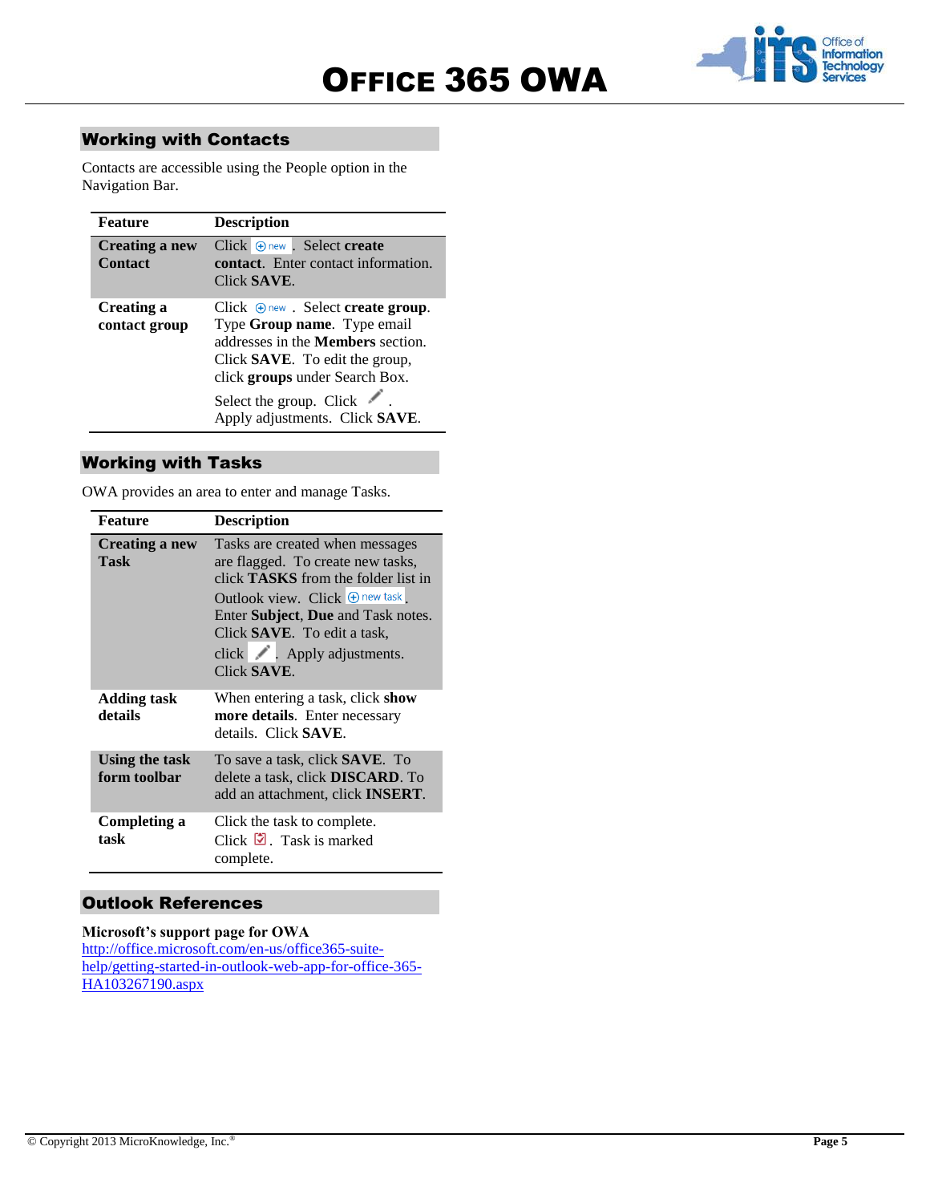## Working with Contacts

Contacts are accessible using the People option in the Navigation Bar.

| Feature | Description |
|---|---|
| **Creating a new Contact** | Click ⊕ new. Select **create contact**. Enter contact information. Click **SAVE**. |
| **Creating a contact group** | Click ⊕ new. Select **create group**. Type **Group name**. Type email addresses in the **Members** section. Click **SAVE**. To edit the group, click **groups** under Search Box. Select the group. Click ✎. Apply adjustments. Click **SAVE**. |

## Working with Tasks

OWA provides an area to enter and manage Tasks.

| Feature | Description |
|---|---|
| **Creating a new Task** | Tasks are created when messages are flagged. To create new tasks, click **TASKS** from the folder list in Outlook view. Click ⊕ new task. Enter **Subject**, **Due** and Task notes. Click **SAVE**. To edit a task, click ✎. Apply adjustments. Click **SAVE**. |
| **Adding task details** | When entering a task, click **show more details**. Enter necessary details. Click **SAVE**. |
| **Using the task form toolbar** | To save a task, click **SAVE**. To delete a task, click **DISCARD**. To add an attachment, click **INSERT**. |
| **Completing a task** | Click the task to complete. Click ☑. Task is marked complete. |

## Outlook References

**Microsoft's support page for OWA**
http://office.microsoft.com/en-us/office365-suite-help/getting-started-in-outlook-web-app-for-office-365-HA103267190.aspx

© Copyright 2013 MicroKnowledge, Inc.®